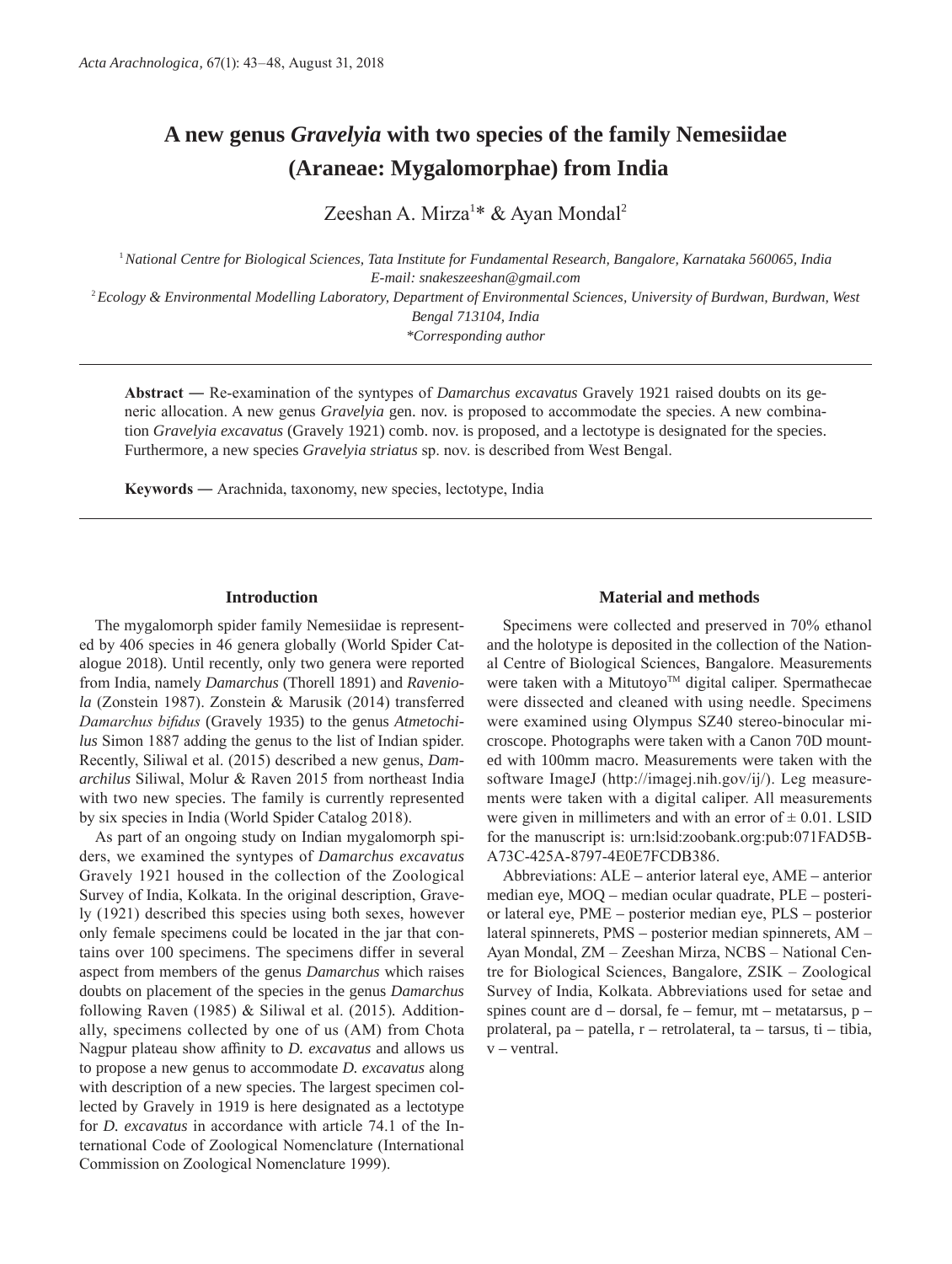# A new genus *Gravelyia* with two species of the family Nemesiidae (Araneae: Mygalomorphae) from India

Zeeshan A. Mirza[1]* & Ayan Mondal[2]

[1] *National Centre for Biological Sciences, Tata Institute for Fundamental Research, Bangalore, Karnataka 560065, India*
*E-mail: snakeszeeshan@gmail.com*

[2] *Ecology & Environmental Modelling Laboratory, Department of Environmental Sciences, University of Burdwan, Burdwan, West Bengal 713104, India*

*\*Corresponding author*

**Abstract —** Re-examination of the syntypes of *Damarchus excavatus* Gravely 1921 raised doubts on its generic allocation. A new genus *Gravelyia* gen. nov. is proposed to accommodate the species. A new combination *Gravelyia excavatus* (Gravely 1921) comb. nov. is proposed, and a lectotype is designated for the species. Furthermore, a new species *Gravelyia striatus* sp. nov. is described from West Bengal.

**Keywords —** Arachnida, taxonomy, new species, lectotype, India

## Introduction

The mygalomorph spider family Nemesiidae is represented by 406 species in 46 genera globally (World Spider Catalogue 2018). Until recently, only two genera were reported from India, namely *Damarchus* (Thorell 1891) and *Raveniola* (Zonstein 1987). Zonstein & Marusik (2014) transferred *Damarchus bifidus* (Gravely 1935) to the genus *Atmetochilus* Simon 1887 adding the genus to the list of Indian spider. Recently, Siliwal et al. (2015) described a new genus, *Damarchilus* Siliwal, Molur & Raven 2015 from northeast India with two new species. The family is currently represented by six species in India (World Spider Catalog 2018).

As part of an ongoing study on Indian mygalomorph spiders, we examined the syntypes of *Damarchus excavatus* Gravely 1921 housed in the collection of the Zoological Survey of India, Kolkata. In the original description, Gravely (1921) described this species using both sexes, however only female specimens could be located in the jar that contains over 100 specimens. The specimens differ in several aspect from members of the genus *Damarchus* which raises doubts on placement of the species in the genus *Damarchus* following Raven (1985) & Siliwal et al. (2015). Additionally, specimens collected by one of us (AM) from Chota Nagpur plateau show affinity to *D. excavatus* and allows us to propose a new genus to accommodate *D. excavatus* along with description of a new species. The largest specimen collected by Gravely in 1919 is here designated as a lectotype for *D. excavatus* in accordance with article 74.1 of the International Code of Zoological Nomenclature (International Commission on Zoological Nomenclature 1999).

## Material and methods

Specimens were collected and preserved in 70% ethanol and the holotype is deposited in the collection of the National Centre of Biological Sciences, Bangalore. Measurements were taken with a Mitutoyo™ digital caliper. Spermathecae were dissected and cleaned with using needle. Specimens were examined using Olympus SZ40 stereo-binocular microscope. Photographs were taken with a Canon 70D mounted with 100mm macro. Measurements were taken with the software ImageJ (http://imagej.nih.gov/ij/). Leg measurements were taken with a digital caliper. All measurements were given in millimeters and with an error of ± 0.01. LSID for the manuscript is: urn:lsid:zoobank.org:pub:071FAD5B-A73C-425A-8797-4E0E7FCDB386.

Abbreviations: ALE – anterior lateral eye, AME – anterior median eye, MOQ – median ocular quadrate, PLE – posterior lateral eye, PME – posterior median eye, PLS – posterior lateral spinnerets, PMS – posterior median spinnerets, AM – Ayan Mondal, ZM – Zeeshan Mirza, NCBS – National Centre for Biological Sciences, Bangalore, ZSIK – Zoological Survey of India, Kolkata. Abbreviations used for setae and spines count are d – dorsal, fe – femur, mt – metatarsus, p – prolateral, pa – patella, r – retrolateral, ta – tarsus, ti – tibia, v – ventral.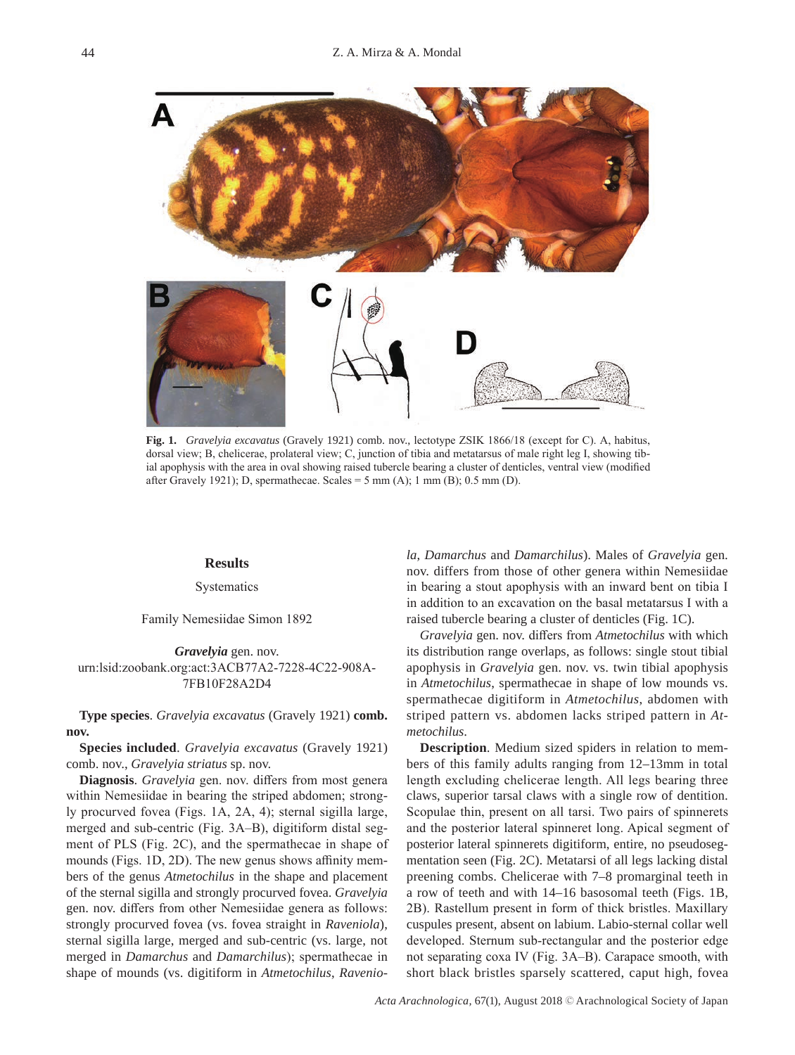**Fig. 1.** *Gravelyia excavatus* (Gravely 1921) comb. nov., lectotype ZSIK 1866/18 (except for C). A, habitus, dorsal view; B, chelicerae, prolateral view; C, junction of tibia and metatarsus of male right leg I, showing tibial apophysis with the area in oval showing raised tubercle bearing a cluster of denticles, ventral view (modified after Gravely 1921); D, spermathecae. Scales = 5 mm (A); 1 mm (B); 0.5 mm (D).

## Results

### Systematics

Family Nemesiidae Simon 1892

***Gravelyia*** **gen. nov.**
urn:lsid:zoobank.org:act:3ACB77A2-7228-4C22-908A-7FB10F28A2D4

**Type species**. *Gravelyia excavatus* (Gravely 1921) **comb. nov.**

**Species included**. *Gravelyia excavatus* (Gravely 1921) comb. nov., *Gravelyia striatus* sp. nov.

**Diagnosis**. *Gravelyia* gen. nov. differs from most genera within Nemesiidae in bearing the striped abdomen; strongly procurved fovea (Figs. 1A, 2A, 4); sternal sigilla large, merged and sub-centric (Fig. 3A–B), digitiform distal segment of PLS (Fig. 2C), and the spermathecae in shape of mounds (Figs. 1D, 2D). The new genus shows affinity members of the genus *Atmetochilus* in the shape and placement of the sternal sigilla and strongly procurved fovea. *Gravelyia* gen. nov. differs from other Nemesiidae genera as follows: strongly procurved fovea (vs. fovea straight in *Raveniola*), sternal sigilla large, merged and sub-centric (vs. large, not merged in *Damarchus* and *Damarchilus*); spermathecae in shape of mounds (vs. digitiform in *Atmetochilus*, *Raveniola*, *Damarchus* and *Damarchilus*). Males of *Gravelyia* gen. nov. differs from those of other genera within Nemesiidae in bearing a stout apophysis with an inward bent on tibia I in addition to an excavation on the basal metatarsus I with a raised tubercle bearing a cluster of denticles (Fig. 1C).

*Gravelyia* gen. nov. differs from *Atmetochilus* with which its distribution range overlaps, as follows: single stout tibial apophysis in *Gravelyia* gen. nov. vs. twin tibial apophysis in *Atmetochilus*, spermathecae in shape of low mounds vs. spermathecae digitiform in *Atmetochilus*, abdomen with striped pattern vs. abdomen lacks striped pattern in *Atmetochilus*.

**Description**. Medium sized spiders in relation to members of this family adults ranging from 12–13mm in total length excluding chelicerae length. All legs bearing three claws, superior tarsal claws with a single row of dentition. Scopulae thin, present on all tarsi. Two pairs of spinnerets and the posterior lateral spinneret long. Apical segment of posterior lateral spinnerets digitiform, entire, no pseudosegmentation seen (Fig. 2C). Metatarsi of all legs lacking distal preening combs. Chelicerae with 7–8 promarginal teeth in a row of teeth and with 14–16 basosomal teeth (Figs. 1B, 2B). Rastellum present in form of thick bristles. Maxillary cuspules present, absent on labium. Labio-sternal collar well developed. Sternum sub-rectangular and the posterior edge not separating coxa IV (Fig. 3A–B). Carapace smooth, with short black bristles sparsely scattered, caput high, fovea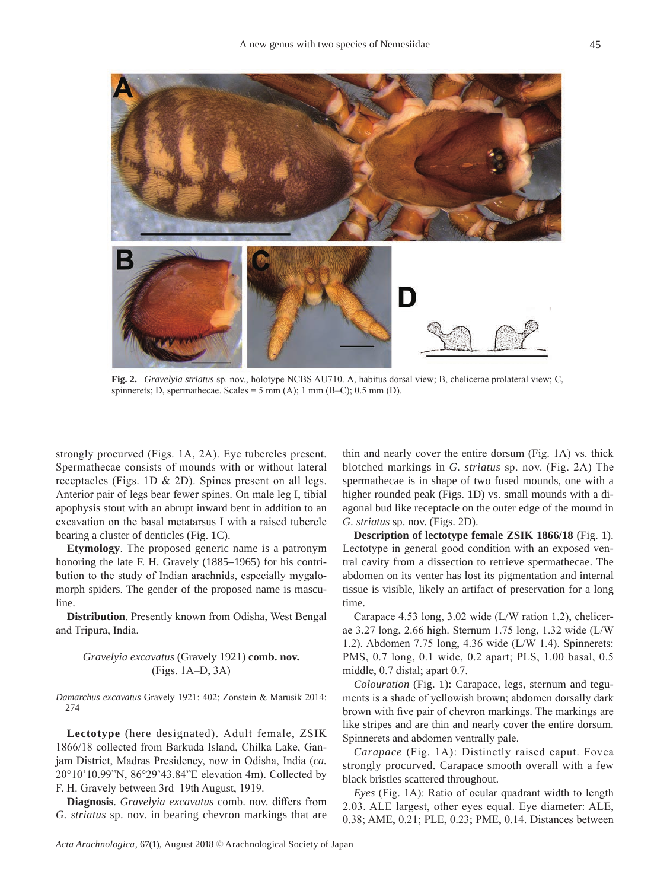**Fig. 2.** *Gravelyia striatus* sp. nov., holotype NCBS AU710. A, habitus dorsal view; B, chelicerae prolateral view; C, spinnerets; D, spermathecae. Scales = 5 mm (A); 1 mm (B–C); 0.5 mm (D).

strongly procurved (Figs. 1A, 2A). Eye tubercles present. Spermathecae consists of mounds with or without lateral receptacles (Figs. 1D & 2D). Spines present on all legs. Anterior pair of legs bear fewer spines. On male leg I, tibial apophysis stout with an abrupt inward bent in addition to an excavation on the basal metatarsus I with a raised tubercle bearing a cluster of denticles (Fig. 1C).

**Etymology**. The proposed generic name is a patronym honoring the late F. H. Gravely (1885–1965) for his contribution to the study of Indian arachnids, especially mygalomorph spiders. The gender of the proposed name is masculine.

**Distribution**. Presently known from Odisha, West Bengal and Tripura, India.

*Gravelyia excavatus* (Gravely 1921) **comb. nov.**
(Figs. 1A–D, 3A)

*Damarchus excavatus* Gravely 1921: 402; Zonstein & Marusik 2014: 274

**Lectotype** (here designated). Adult female, ZSIK 1866/18 collected from Barkuda Island, Chilka Lake, Ganjam District, Madras Presidency, now in Odisha, India (*ca.* 20°10'10.99"N, 86°29'43.84"E elevation 4m). Collected by F. H. Gravely between 3rd–19th August, 1919.

**Diagnosis**. *Gravelyia excavatus* comb. nov. differs from *G. striatus* sp. nov. in bearing chevron markings that are thin and nearly cover the entire dorsum (Fig. 1A) vs. thick blotched markings in *G. striatus* sp. nov. (Fig. 2A) The spermathecae is in shape of two fused mounds, one with a higher rounded peak (Figs. 1D) vs. small mounds with a diagonal bud like receptacle on the outer edge of the mound in *G. striatus* sp. nov. (Figs. 2D).

**Description of lectotype female ZSIK 1866/18** (Fig. 1). Lectotype in general good condition with an exposed ventral cavity from a dissection to retrieve spermathecae. The abdomen on its venter has lost its pigmentation and internal tissue is visible, likely an artifact of preservation for a long time.

Carapace 4.53 long, 3.02 wide (L/W ration 1.2), chelicerae 3.27 long, 2.66 high. Sternum 1.75 long, 1.32 wide (L/W 1.2). Abdomen 7.75 long, 4.36 wide (L/W 1.4). Spinnerets: PMS, 0.7 long, 0.1 wide, 0.2 apart; PLS, 1.00 basal, 0.5 middle, 0.7 distal; apart 0.7.

*Colouration* (Fig. 1): Carapace, legs, sternum and teguments is a shade of yellowish brown; abdomen dorsally dark brown with five pair of chevron markings. The markings are like stripes and are thin and nearly cover the entire dorsum. Spinnerets and abdomen ventrally pale.

*Carapace* (Fig. 1A): Distinctly raised caput. Fovea strongly procurved. Carapace smooth overall with a few black bristles scattered throughout.

*Eyes* (Fig. 1A): Ratio of ocular quadrant width to length 2.03. ALE largest, other eyes equal. Eye diameter: ALE, 0.38; AME, 0.21; PLE, 0.23; PME, 0.14. Distances between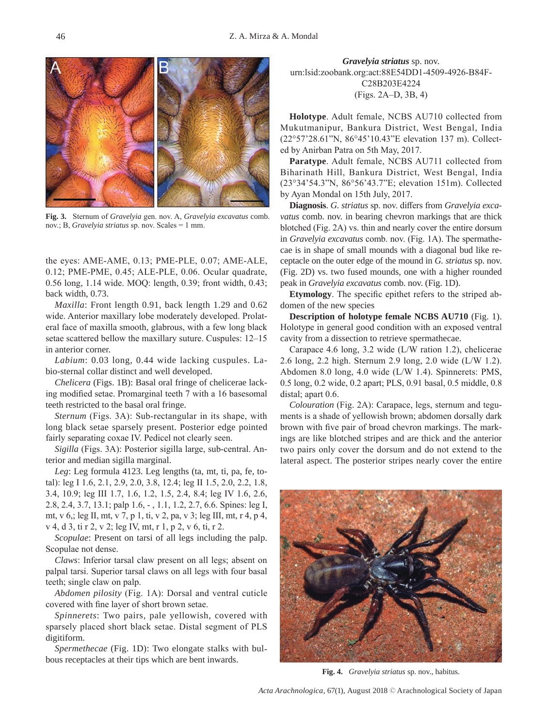Fig. 3. Sternum of *Gravelyia* gen. nov. A, *Gravelyia excavatus* comb. nov.; B, *Gravelyia striatus* sp. nov. Scales = 1 mm.

the eyes: AME-AME, 0.13; PME-PLE, 0.07; AME-ALE, 0.12; PME-PME, 0.45; ALE-PLE, 0.06. Ocular quadrate, 0.56 long, 1.14 wide. MOQ: length, 0.39; front width, 0.43; back width, 0.73.

*Maxilla*: Front length 0.91, back length 1.29 and 0.62 wide. Anterior maxillary lobe moderately developed. Prolateral face of maxilla smooth, glabrous, with a few long black setae scattered bellow the maxillary suture. Cuspules: 12–15 in anterior corner.

*Labium*: 0.03 long, 0.44 wide lacking cuspules. Labio-sternal collar distinct and well developed.

*Chelicera* (Figs. 1B): Basal oral fringe of chelicerae lacking modified setae. Promarginal teeth 7 with a 16 basesomal teeth restricted to the basal oral fringe.

*Sternum* (Figs. 3A): Sub-rectangular in its shape, with long black setae sparsely present. Posterior edge pointed fairly separating coxae IV. Pedicel not clearly seen.

*Sigilla* (Figs. 3A): Posterior sigilla large, sub-central. Anterior and median sigilla marginal.

*Leg*: Leg formula 4123. Leg lengths (ta, mt, ti, pa, fe, total): leg I 1.6, 2.1, 2.9, 2.0, 3.8, 12.4; leg II 1.5, 2.0, 2.2, 1.8, 3.4, 10.9; leg III 1.7, 1.6, 1.2, 1.5, 2.4, 8.4; leg IV 1.6, 2.6, 2.8, 2.4, 3.7, 13.1; palp 1.6, - , 1.1, 1.2, 2.7, 6.6. Spines: leg I, mt, v 6,; leg II, mt, v 7, p 1, ti, v 2, pa, v 3; leg III, mt, r 4, p 4, v 4, d 3, ti r 2, v 2; leg IV, mt, r 1, p 2, v 6, ti, r 2.

*Scopulae*: Present on tarsi of all legs including the palp. Scopulae not dense.

*Claws*: Inferior tarsal claw present on all legs; absent on palpal tarsi. Superior tarsal claws on all legs with four basal teeth; single claw on palp.

*Abdomen pilosity* (Fig. 1A): Dorsal and ventral cuticle covered with fine layer of short brown setae.

*Spinnerets*: Two pairs, pale yellowish, covered with sparsely placed short black setae. Distal segment of PLS digitiform.

*Spermethecae* (Fig. 1D): Two elongate stalks with bulbous receptacles at their tips which are bent inwards.

***Gravelyia striatus*** sp. nov.
urn:lsid:zoobank.org:act:88E54DD1-4509-4926-B84F-C28B203E4224
(Figs. 2A–D, 3B, 4)

**Holotype**. Adult female, NCBS AU710 collected from Mukutmanipur, Bankura District, West Bengal, India (22°57'28.61"N, 86°45'10.43"E elevation 137 m). Collected by Anirban Patra on 5th May, 2017.

**Paratype**. Adult female, NCBS AU711 collected from Biharinath Hill, Bankura District, West Bengal, India (23°34'54.3"N, 86°56'43.7"E; elevation 151m). Collected by Ayan Mondal on 15th July, 2017.

**Diagnosis**. *G. striatus* sp. nov. differs from *Gravelyia excavatus* comb. nov. in bearing chevron markings that are thick blotched (Fig. 2A) vs. thin and nearly cover the entire dorsum in *Gravelyia excavatus* comb. nov. (Fig. 1A). The spermathecae is in shape of small mounds with a diagonal bud like receptacle on the outer edge of the mound in *G. striatus* sp. nov. (Fig. 2D) vs. two fused mounds, one with a higher rounded peak in *Gravelyia excavatus* comb. nov. (Fig. 1D).

**Etymology**. The specific epithet refers to the striped abdomen of the new species

**Description of holotype female NCBS AU710** (Fig. 1). Holotype in general good condition with an exposed ventral cavity from a dissection to retrieve spermathecae.

Carapace 4.6 long, 3.2 wide (L/W ration 1.2), chelicerae 2.6 long, 2.2 high. Sternum 2.9 long, 2.0 wide (L/W 1.2). Abdomen 8.0 long, 4.0 wide (L/W 1.4). Spinnerets: PMS, 0.5 long, 0.2 wide, 0.2 apart; PLS, 0.91 basal, 0.5 middle, 0.8 distal; apart 0.6.

*Colouration* (Fig. 2A): Carapace, legs, sternum and teguments is a shade of yellowish brown; abdomen dorsally dark brown with five pair of broad chevron markings. The markings are like blotched stripes and are thick and the anterior two pairs only cover the dorsum and do not extend to the lateral aspect. The posterior stripes nearly cover the entire

Fig. 4. *Gravelyia striatus* sp. nov., habitus.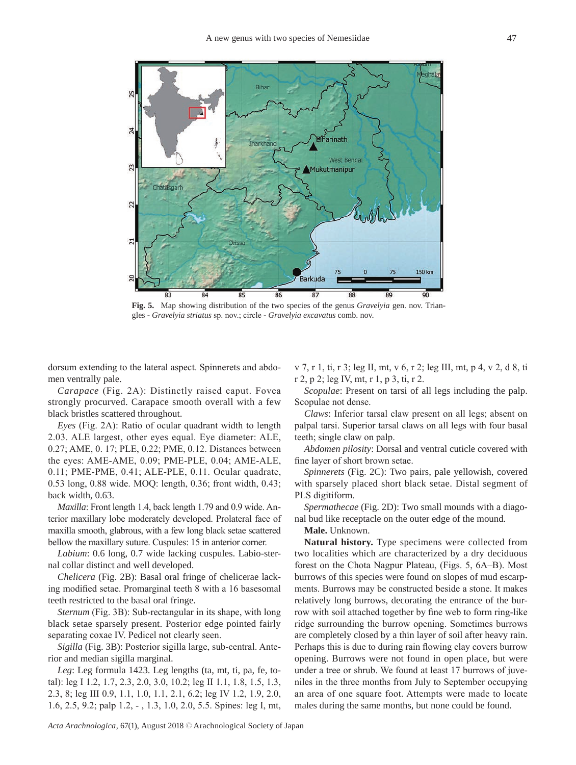**Fig. 5.** Map showing distribution of the two species of the genus *Gravelyia* gen. nov. Triangles - *Gravelyia striatus* sp. nov.; circle - *Gravelyia excavatus* comb. nov.

dorsum extending to the lateral aspect. Spinnerets and abdomen ventrally pale.

*Carapace* (Fig. 2A): Distinctly raised caput. Fovea strongly procurved. Carapace smooth overall with a few black bristles scattered throughout.

*Eyes* (Fig. 2A): Ratio of ocular quadrant width to length 2.03. ALE largest, other eyes equal. Eye diameter: ALE, 0.27; AME, 0. 17; PLE, 0.22; PME, 0.12. Distances between the eyes: AME-AME, 0.09; PME-PLE, 0.04; AME-ALE, 0.11; PME-PME, 0.41; ALE-PLE, 0.11. Ocular quadrate, 0.53 long, 0.88 wide. MOQ: length, 0.36; front width, 0.43; back width, 0.63.

*Maxilla*: Front length 1.4, back length 1.79 and 0.9 wide. Anterior maxillary lobe moderately developed. Prolateral face of maxilla smooth, glabrous, with a few long black setae scattered bellow the maxillary suture. Cuspules: 15 in anterior corner.

*Labium*: 0.6 long, 0.7 wide lacking cuspules. Labio-sternal collar distinct and well developed.

*Chelicera* (Fig. 2B): Basal oral fringe of chelicerae lacking modified setae. Promarginal teeth 8 with a 16 basesomal teeth restricted to the basal oral fringe.

*Sternum* (Fig. 3B): Sub-rectangular in its shape, with long black setae sparsely present. Posterior edge pointed fairly separating coxae IV. Pedicel not clearly seen.

*Sigilla* (Fig. 3B): Posterior sigilla large, sub-central. Anterior and median sigilla marginal.

*Leg*: Leg formula 1423. Leg lengths (ta, mt, ti, pa, fe, total): leg I 1.2, 1.7, 2.3, 2.0, 3.0, 10.2; leg II 1.1, 1.8, 1.5, 1.3, 2.3, 8; leg III 0.9, 1.1, 1.0, 1.1, 2.1, 6.2; leg IV 1.2, 1.9, 2.0, 1.6, 2.5, 9.2; palp 1.2, - , 1.3, 1.0, 2.0, 5.5. Spines: leg I, mt, v 7, r 1, ti, r 3; leg II, mt, v 6, r 2; leg III, mt, p 4, v 2, d 8, ti r 2, p 2; leg IV, mt, r 1, p 3, ti, r 2.

*Scopulae*: Present on tarsi of all legs including the palp. Scopulae not dense.

*Claws*: Inferior tarsal claw present on all legs; absent on palpal tarsi. Superior tarsal claws on all legs with four basal teeth; single claw on palp.

*Abdomen pilosity*: Dorsal and ventral cuticle covered with fine layer of short brown setae.

*Spinnerets* (Fig. 2C): Two pairs, pale yellowish, covered with sparsely placed short black setae. Distal segment of PLS digitiform.

*Spermathecae* (Fig. 2D): Two small mounds with a diagonal bud like receptacle on the outer edge of the mound.

**Male.** Unknown.

**Natural history.** Type specimens were collected from two localities which are characterized by a dry deciduous forest on the Chota Nagpur Plateau, (Figs. 5, 6A–B). Most burrows of this species were found on slopes of mud escarpments. Burrows may be constructed beside a stone. It makes relatively long burrows, decorating the entrance of the burrow with soil attached together by fine web to form ring-like ridge surrounding the burrow opening. Sometimes burrows are completely closed by a thin layer of soil after heavy rain. Perhaps this is due to during rain flowing clay covers burrow opening. Burrows were not found in open place, but were under a tree or shrub. We found at least 17 burrows of juveniles in the three months from July to September occupying an area of one square foot. Attempts were made to locate males during the same months, but none could be found.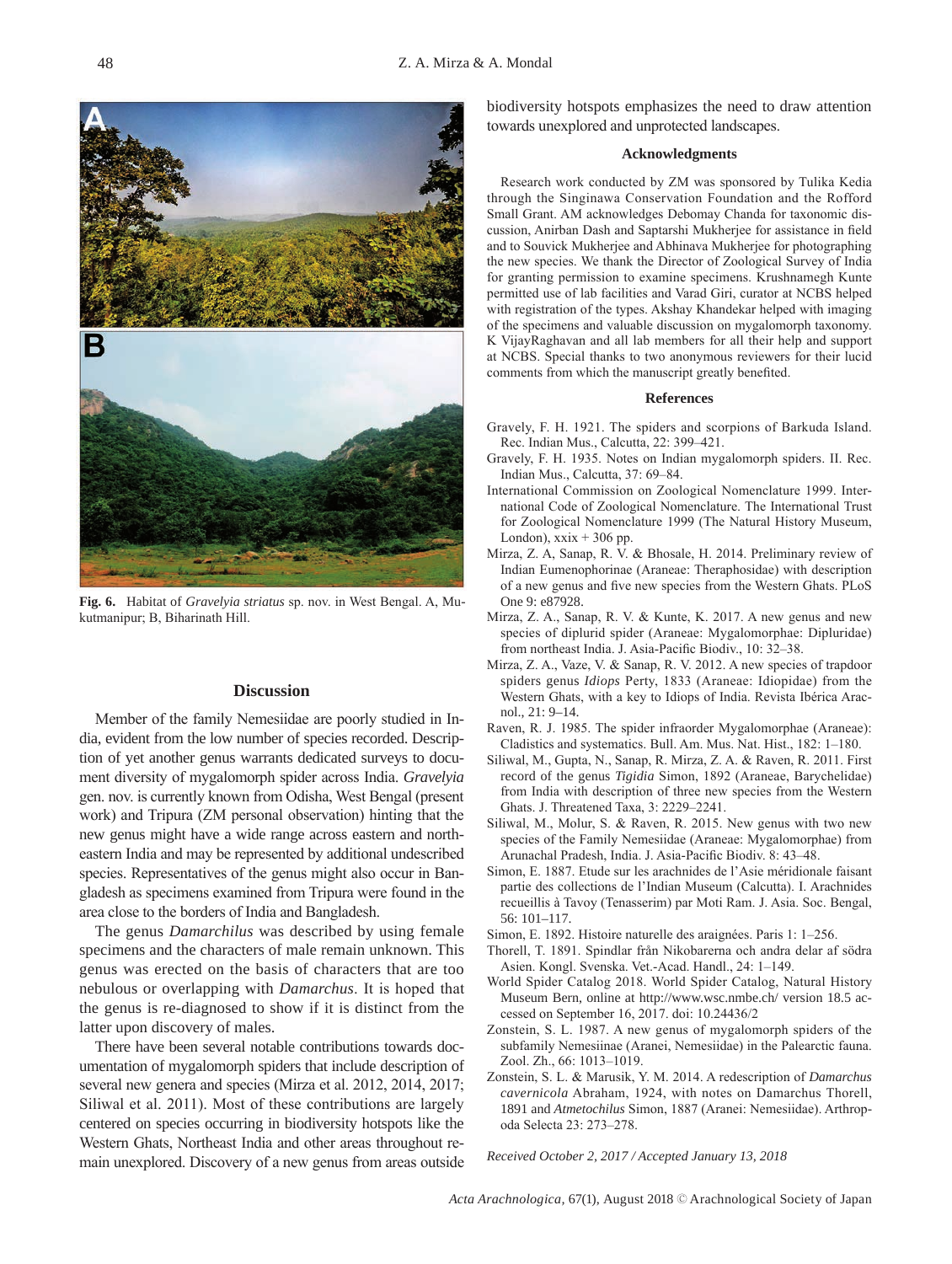Fig. 6. Habitat of *Gravelyia striatus* sp. nov. in West Bengal. A, Mukutmanipur; B, Biharinath Hill.

## Discussion

Member of the family Nemesiidae are poorly studied in India, evident from the low number of species recorded. Description of yet another genus warrants dedicated surveys to document diversity of mygalomorph spider across India. *Gravelyia* gen. nov. is currently known from Odisha, West Bengal (present work) and Tripura (ZM personal observation) hinting that the new genus might have a wide range across eastern and north-eastern India and may be represented by additional undescribed species. Representatives of the genus might also occur in Bangladesh as specimens examined from Tripura were found in the area close to the borders of India and Bangladesh.

The genus *Damarchilus* was described by using female specimens and the characters of male remain unknown. This genus was erected on the basis of characters that are too nebulous or overlapping with *Damarchus*. It is hoped that the genus is re-diagnosed to show if it is distinct from the latter upon discovery of males.

There have been several notable contributions towards documentation of mygalomorph spiders that include description of several new genera and species (Mirza et al. 2012, 2014, 2017; Siliwal et al. 2011). Most of these contributions are largely centered on species occurring in biodiversity hotspots like the Western Ghats, Northeast India and other areas throughout remain unexplored. Discovery of a new genus from areas outside biodiversity hotspots emphasizes the need to draw attention towards unexplored and unprotected landscapes.

## Acknowledgments

Research work conducted by ZM was sponsored by Tulika Kedia through the Singinawa Conservation Foundation and the Rofford Small Grant. AM acknowledges Debomay Chanda for taxonomic discussion, Anirban Dash and Saptarshi Mukherjee for assistance in field and to Souvick Mukherjee and Abhinava Mukherjee for photographing the new species. We thank the Director of Zoological Survey of India for granting permission to examine specimens. Krushnamegh Kunte permitted use of lab facilities and Varad Giri, curator at NCBS helped with registration of the types. Akshay Khandekar helped with imaging of the specimens and valuable discussion on mygalomorph taxonomy. K VijayRaghavan and all lab members for all their help and support at NCBS. Special thanks to two anonymous reviewers for their lucid comments from which the manuscript greatly benefited.

## References

Gravely, F. H. 1921. The spiders and scorpions of Barkuda Island. Rec. Indian Mus., Calcutta, 22: 399–421.

Gravely, F. H. 1935. Notes on Indian mygalomorph spiders. II. Rec. Indian Mus., Calcutta, 37: 69–84.

International Commission on Zoological Nomenclature 1999. International Code of Zoological Nomenclature. The International Trust for Zoological Nomenclature 1999 (The Natural History Museum, London), xxix + 306 pp.

Mirza, Z. A, Sanap, R. V. & Bhosale, H. 2014. Preliminary review of Indian Eumenophorinae (Araneae: Theraphosidae) with description of a new genus and five new species from the Western Ghats. PLoS One 9: e87928.

Mirza, Z. A., Sanap, R. V. & Kunte, K. 2017. A new genus and new species of diplurid spider (Araneae: Mygalomorphae: Dipluridae) from northeast India. J. Asia-Pacific Biodiv., 10: 32–38.

Mirza, Z. A., Vaze, V. & Sanap, R. V. 2012. A new species of trapdoor spiders genus *Idiops* Perty, 1833 (Araneae: Idiopidae) from the Western Ghats, with a key to Idiops of India. Revista Ibérica Aracnol., 21: 9–14.

Raven, R. J. 1985. The spider infraorder Mygalomorphae (Araneae): Cladistics and systematics. Bull. Am. Mus. Nat. Hist., 182: 1–180.

Siliwal, M., Gupta, N., Sanap, R. Mirza, Z. A. & Raven, R. 2011. First record of the genus *Tigidia* Simon, 1892 (Araneae, Barychelidae) from India with description of three new species from the Western Ghats. J. Threatened Taxa, 3: 2229–2241.

Siliwal, M., Molur, S. & Raven, R. 2015. New genus with two new species of the Family Nemesiidae (Araneae: Mygalomorphae) from Arunachal Pradesh, India. J. Asia-Pacific Biodiv. 8: 43–48.

Simon, E. 1887. Etude sur les arachnides de l'Asie méridionale faisant partie des collections de l'Indian Museum (Calcutta). I. Arachnides recueillis à Tavoy (Tenasserim) par Moti Ram. J. Asia. Soc. Bengal, 56: 101–117.

Simon, E. 1892. Histoire naturelle des araignées. Paris 1: 1–256.

Thorell, T. 1891. Spindlar från Nikobarerna och andra delar af södra Asien. Kongl. Svenska. Vet.-Acad. Handl., 24: 1–149.

World Spider Catalog 2018. World Spider Catalog, Natural History Museum Bern, online at http://www.wsc.nmbe.ch/ version 18.5 accessed on September 16, 2017. doi: 10.24436/2

Zonstein, S. L. 1987. A new genus of mygalomorph spiders of the subfamily Nemesiinae (Aranei, Nemesiidae) in the Palearctic fauna. Zool. Zh., 66: 1013–1019.

Zonstein, S. L. & Marusik, Y. M. 2014. A redescription of *Damarchus cavernicola* Abraham, 1924, with notes on Damarchus Thorell, 1891 and *Atmetochilus* Simon, 1887 (Aranei: Nemesiidae). Arthropoda Selecta 23: 273–278.

*Received October 2, 2017 / Accepted January 13, 2018*